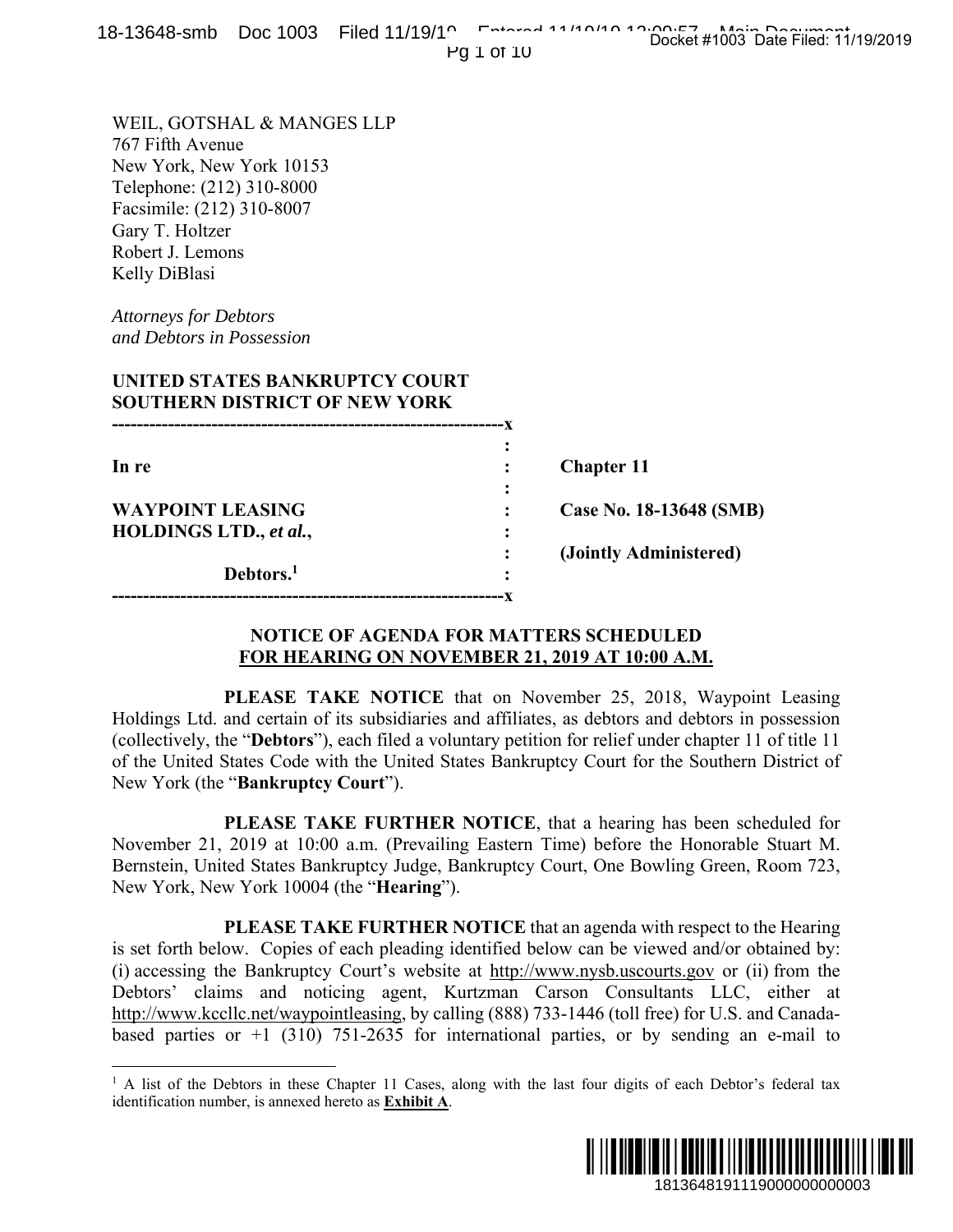WEIL, GOTSHAL & MANGES LLP
767 Fifth Avenue
New York, New York 10153
Telephone: (212) 310-8000
Facsimile: (212) 310-8007
Gary T. Holtzer
Robert J. Lemons
Kelly DiBlasi

*Attorneys for Debtors*
*and Debtors in Possession*

**UNITED STATES BANKRUPTCY COURT**
**SOUTHERN DISTRICT OF NEW YORK**

| | |
|---|---|
| **In re** | **Chapter 11** |
| **WAYPOINT LEASING HOLDINGS LTD., *et al.*,** | **Case No. 18-13648 (SMB)** |
| | **(Jointly Administered)** |
| **Debtors.**[1] | |

## NOTICE OF AGENDA FOR MATTERS SCHEDULED FOR HEARING ON NOVEMBER 21, 2019 AT 10:00 A.M.

**PLEASE TAKE NOTICE** that on November 25, 2018, Waypoint Leasing Holdings Ltd. and certain of its subsidiaries and affiliates, as debtors and debtors in possession (collectively, the "**Debtors**"), each filed a voluntary petition for relief under chapter 11 of title 11 of the United States Code with the United States Bankruptcy Court for the Southern District of New York (the "**Bankruptcy Court**").

**PLEASE TAKE FURTHER NOTICE**, that a hearing has been scheduled for November 21, 2019 at 10:00 a.m. (Prevailing Eastern Time) before the Honorable Stuart M. Bernstein, United States Bankruptcy Judge, Bankruptcy Court, One Bowling Green, Room 723, New York, New York 10004 (the "**Hearing**").

**PLEASE TAKE FURTHER NOTICE** that an agenda with respect to the Hearing is set forth below. Copies of each pleading identified below can be viewed and/or obtained by: (i) accessing the Bankruptcy Court's website at http://www.nysb.uscourts.gov or (ii) from the Debtors' claims and noticing agent, Kurtzman Carson Consultants LLC, either at http://www.kccllc.net/waypointleasing, by calling (888) 733-1446 (toll free) for U.S. and Canada-based parties or +1 (310) 751-2635 for international parties, or by sending an e-mail to

---

[1] A list of the Debtors in these Chapter 11 Cases, along with the last four digits of each Debtor's federal tax identification number, is annexed hereto as **Exhibit A**.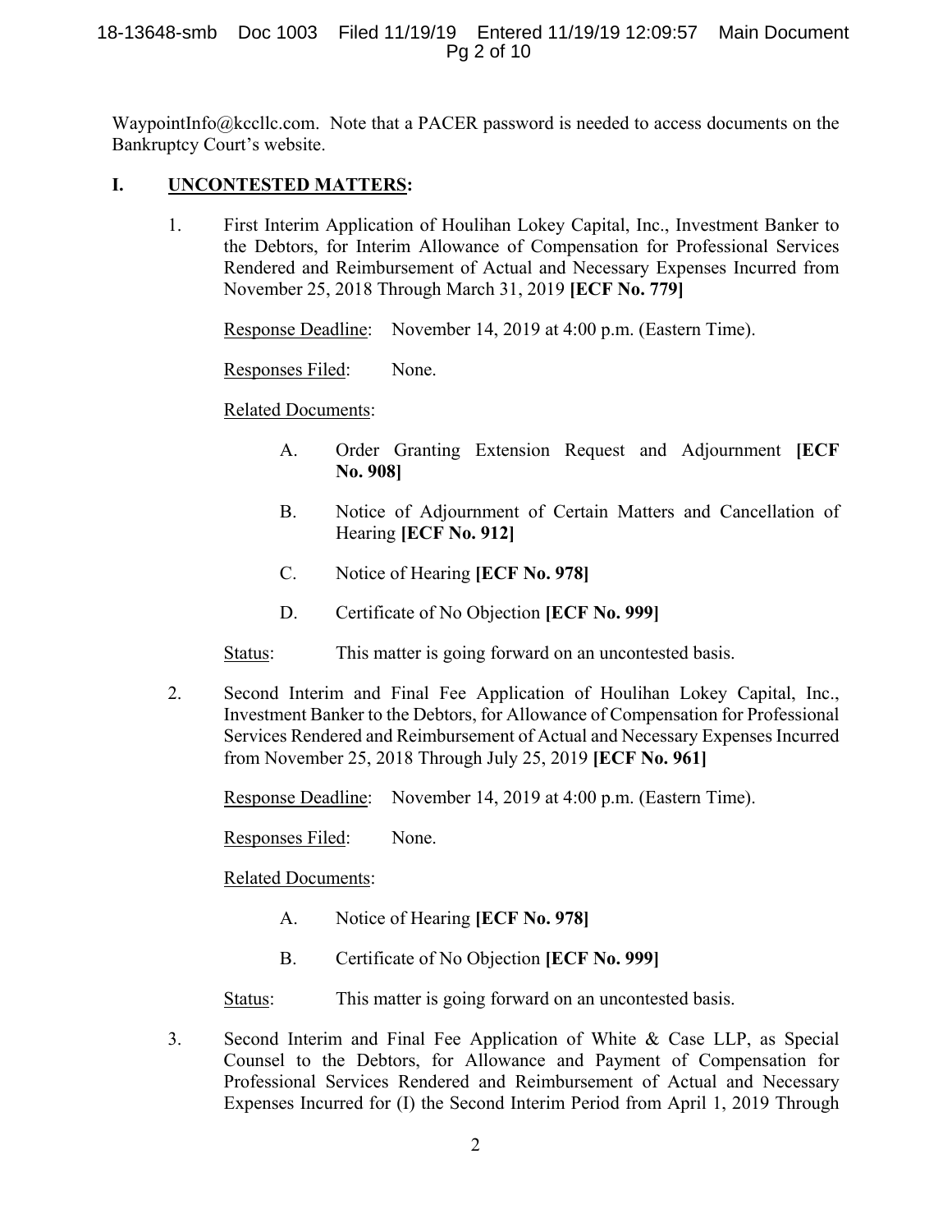WaypointInfo@kccllc.com. Note that a PACER password is needed to access documents on the Bankruptcy Court's website.

## I. UNCONTESTED MATTERS:

1. First Interim Application of Houlihan Lokey Capital, Inc., Investment Banker to the Debtors, for Interim Allowance of Compensation for Professional Services Rendered and Reimbursement of Actual and Necessary Expenses Incurred from November 25, 2018 Through March 31, 2019 **[ECF No. 779]**

   Response Deadline: November 14, 2019 at 4:00 p.m. (Eastern Time).

   Responses Filed: None.

   Related Documents:

   A. Order Granting Extension Request and Adjournment **[ECF No. 908]**

   B. Notice of Adjournment of Certain Matters and Cancellation of Hearing **[ECF No. 912]**

   C. Notice of Hearing **[ECF No. 978]**

   D. Certificate of No Objection **[ECF No. 999]**

   Status: This matter is going forward on an uncontested basis.

2. Second Interim and Final Fee Application of Houlihan Lokey Capital, Inc., Investment Banker to the Debtors, for Allowance of Compensation for Professional Services Rendered and Reimbursement of Actual and Necessary Expenses Incurred from November 25, 2018 Through July 25, 2019 **[ECF No. 961]**

   Response Deadline: November 14, 2019 at 4:00 p.m. (Eastern Time).

   Responses Filed: None.

   Related Documents:

   A. Notice of Hearing **[ECF No. 978]**

   B. Certificate of No Objection **[ECF No. 999]**

   Status: This matter is going forward on an uncontested basis.

3. Second Interim and Final Fee Application of White & Case LLP, as Special Counsel to the Debtors, for Allowance and Payment of Compensation for Professional Services Rendered and Reimbursement of Actual and Necessary Expenses Incurred for (I) the Second Interim Period from April 1, 2019 Through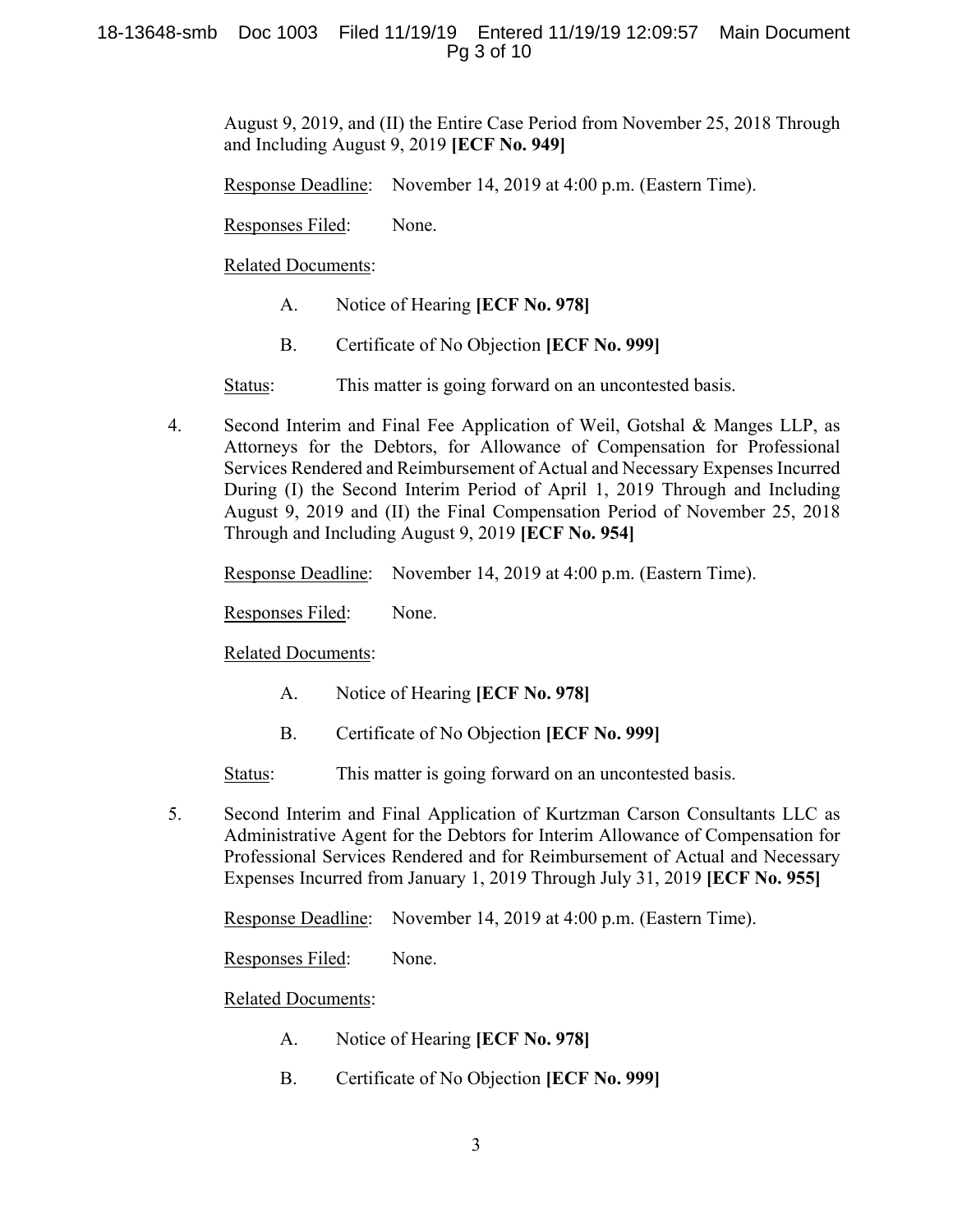August 9, 2019, and (II) the Entire Case Period from November 25, 2018 Through and Including August 9, 2019 **[ECF No. 949]**

Response Deadline: November 14, 2019 at 4:00 p.m. (Eastern Time).

Responses Filed: None.

Related Documents:

A. Notice of Hearing **[ECF No. 978]**

B. Certificate of No Objection **[ECF No. 999]**

Status: This matter is going forward on an uncontested basis.

4. Second Interim and Final Fee Application of Weil, Gotshal & Manges LLP, as Attorneys for the Debtors, for Allowance of Compensation for Professional Services Rendered and Reimbursement of Actual and Necessary Expenses Incurred During (I) the Second Interim Period of April 1, 2019 Through and Including August 9, 2019 and (II) the Final Compensation Period of November 25, 2018 Through and Including August 9, 2019 **[ECF No. 954]**

Response Deadline: November 14, 2019 at 4:00 p.m. (Eastern Time).

Responses Filed: None.

Related Documents:

A. Notice of Hearing **[ECF No. 978]**

B. Certificate of No Objection **[ECF No. 999]**

Status: This matter is going forward on an uncontested basis.

5. Second Interim and Final Application of Kurtzman Carson Consultants LLC as Administrative Agent for the Debtors for Interim Allowance of Compensation for Professional Services Rendered and for Reimbursement of Actual and Necessary Expenses Incurred from January 1, 2019 Through July 31, 2019 **[ECF No. 955]**

Response Deadline: November 14, 2019 at 4:00 p.m. (Eastern Time).

Responses Filed: None.

Related Documents:

A. Notice of Hearing **[ECF No. 978]**

B. Certificate of No Objection **[ECF No. 999]**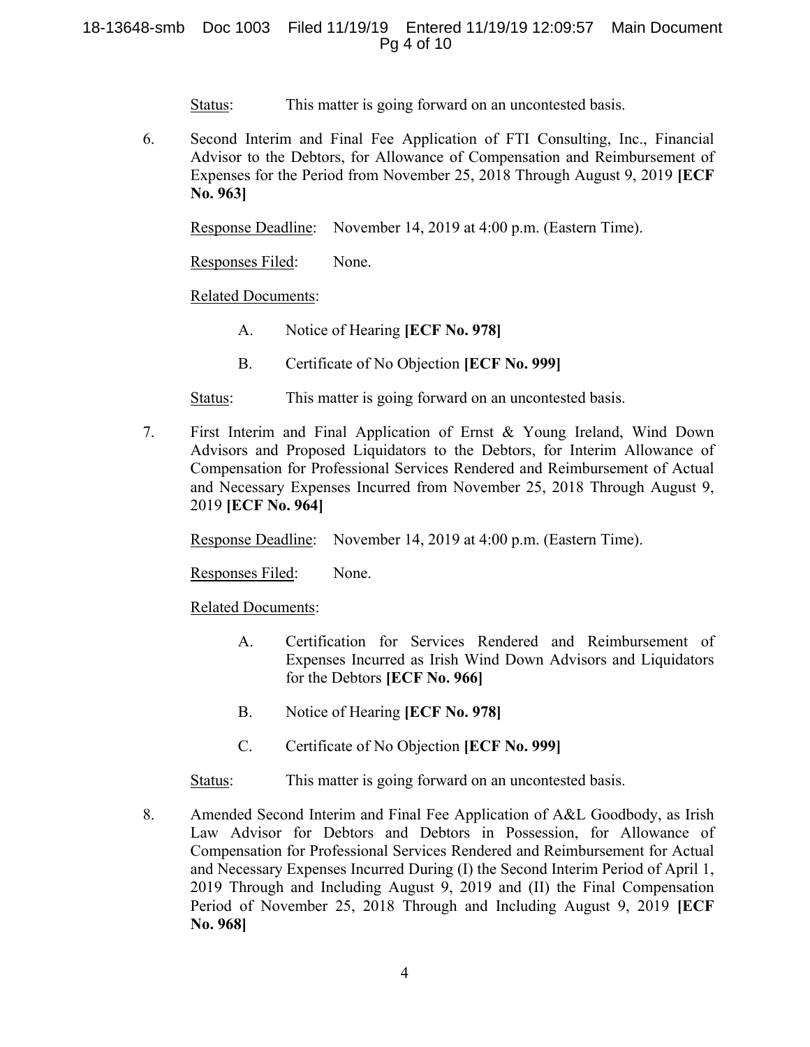Status: This matter is going forward on an uncontested basis.

6. Second Interim and Final Fee Application of FTI Consulting, Inc., Financial Advisor to the Debtors, for Allowance of Compensation and Reimbursement of Expenses for the Period from November 25, 2018 Through August 9, 2019 **[ECF No. 963]**

   Response Deadline: November 14, 2019 at 4:00 p.m. (Eastern Time).

   Responses Filed: None.

   Related Documents:

   A. Notice of Hearing **[ECF No. 978]**

   B. Certificate of No Objection **[ECF No. 999]**

   Status: This matter is going forward on an uncontested basis.

7. First Interim and Final Application of Ernst & Young Ireland, Wind Down Advisors and Proposed Liquidators to the Debtors, for Interim Allowance of Compensation for Professional Services Rendered and Reimbursement of Actual and Necessary Expenses Incurred from November 25, 2018 Through August 9, 2019 **[ECF No. 964]**

   Response Deadline: November 14, 2019 at 4:00 p.m. (Eastern Time).

   Responses Filed: None.

   Related Documents:

   A. Certification for Services Rendered and Reimbursement of Expenses Incurred as Irish Wind Down Advisors and Liquidators for the Debtors **[ECF No. 966]**

   B. Notice of Hearing **[ECF No. 978]**

   C. Certificate of No Objection **[ECF No. 999]**

   Status: This matter is going forward on an uncontested basis.

8. Amended Second Interim and Final Fee Application of A&L Goodbody, as Irish Law Advisor for Debtors and Debtors in Possession, for Allowance of Compensation for Professional Services Rendered and Reimbursement for Actual and Necessary Expenses Incurred During (I) the Second Interim Period of April 1, 2019 Through and Including August 9, 2019 and (II) the Final Compensation Period of November 25, 2018 Through and Including August 9, 2019 **[ECF No. 968]**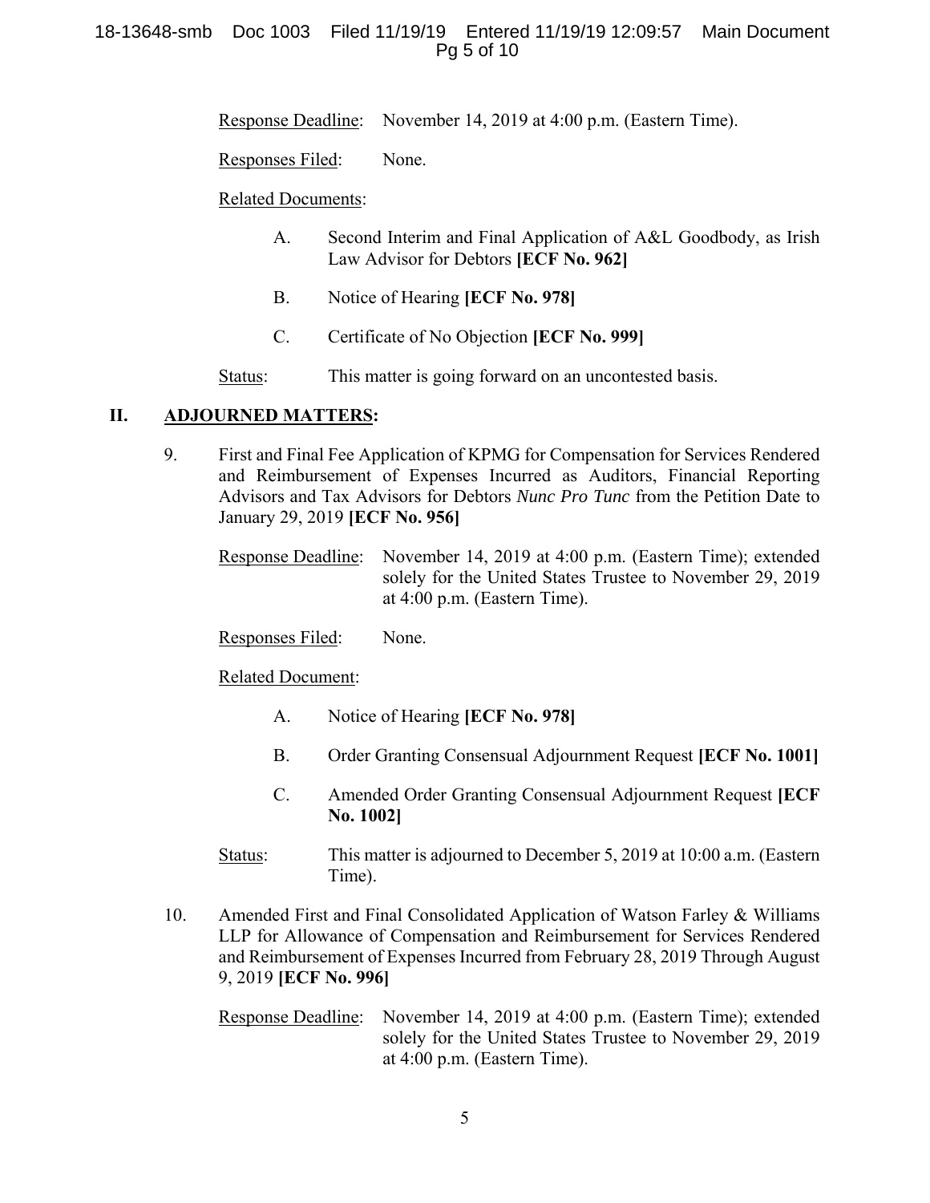Response Deadline: November 14, 2019 at 4:00 p.m. (Eastern Time).

Responses Filed: None.

Related Documents:

A. Second Interim and Final Application of A&L Goodbody, as Irish Law Advisor for Debtors **[ECF No. 962]**

B. Notice of Hearing **[ECF No. 978]**

C. Certificate of No Objection **[ECF No. 999]**

Status: This matter is going forward on an uncontested basis.

## II. ADJOURNED MATTERS:

9. First and Final Fee Application of KPMG for Compensation for Services Rendered and Reimbursement of Expenses Incurred as Auditors, Financial Reporting Advisors and Tax Advisors for Debtors *Nunc Pro Tunc* from the Petition Date to January 29, 2019 **[ECF No. 956]**

   Response Deadline: November 14, 2019 at 4:00 p.m. (Eastern Time); extended solely for the United States Trustee to November 29, 2019 at 4:00 p.m. (Eastern Time).

   Responses Filed: None.

   Related Document:

   A. Notice of Hearing **[ECF No. 978]**

   B. Order Granting Consensual Adjournment Request **[ECF No. 1001]**

   C. Amended Order Granting Consensual Adjournment Request **[ECF No. 1002]**

   Status: This matter is adjourned to December 5, 2019 at 10:00 a.m. (Eastern Time).

10. Amended First and Final Consolidated Application of Watson Farley & Williams LLP for Allowance of Compensation and Reimbursement for Services Rendered and Reimbursement of Expenses Incurred from February 28, 2019 Through August 9, 2019 **[ECF No. 996]**

    Response Deadline: November 14, 2019 at 4:00 p.m. (Eastern Time); extended solely for the United States Trustee to November 29, 2019 at 4:00 p.m. (Eastern Time).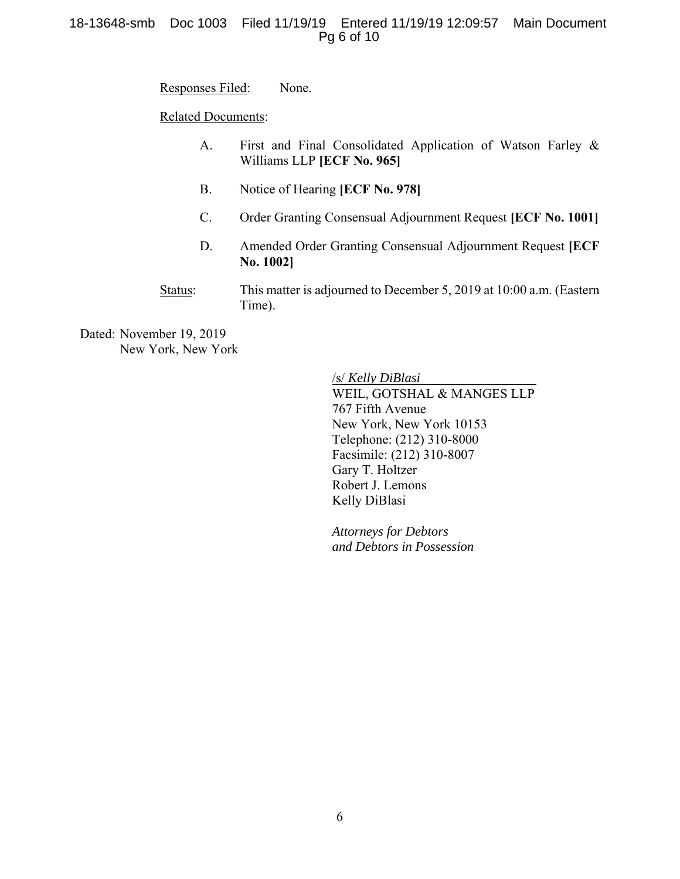Responses Filed: None.

Related Documents:

A. First and Final Consolidated Application of Watson Farley & Williams LLP **[ECF No. 965]**

B. Notice of Hearing **[ECF No. 978]**

C. Order Granting Consensual Adjournment Request **[ECF No. 1001]**

D. Amended Order Granting Consensual Adjournment Request **[ECF No. 1002]**

Status: This matter is adjourned to December 5, 2019 at 10:00 a.m. (Eastern Time).

Dated: November 19, 2019
New York, New York

/s/ *Kelly DiBlasi*
WEIL, GOTSHAL & MANGES LLP
767 Fifth Avenue
New York, New York 10153
Telephone: (212) 310-8000
Facsimile: (212) 310-8007
Gary T. Holtzer
Robert J. Lemons
Kelly DiBlasi

*Attorneys for Debtors and Debtors in Possession*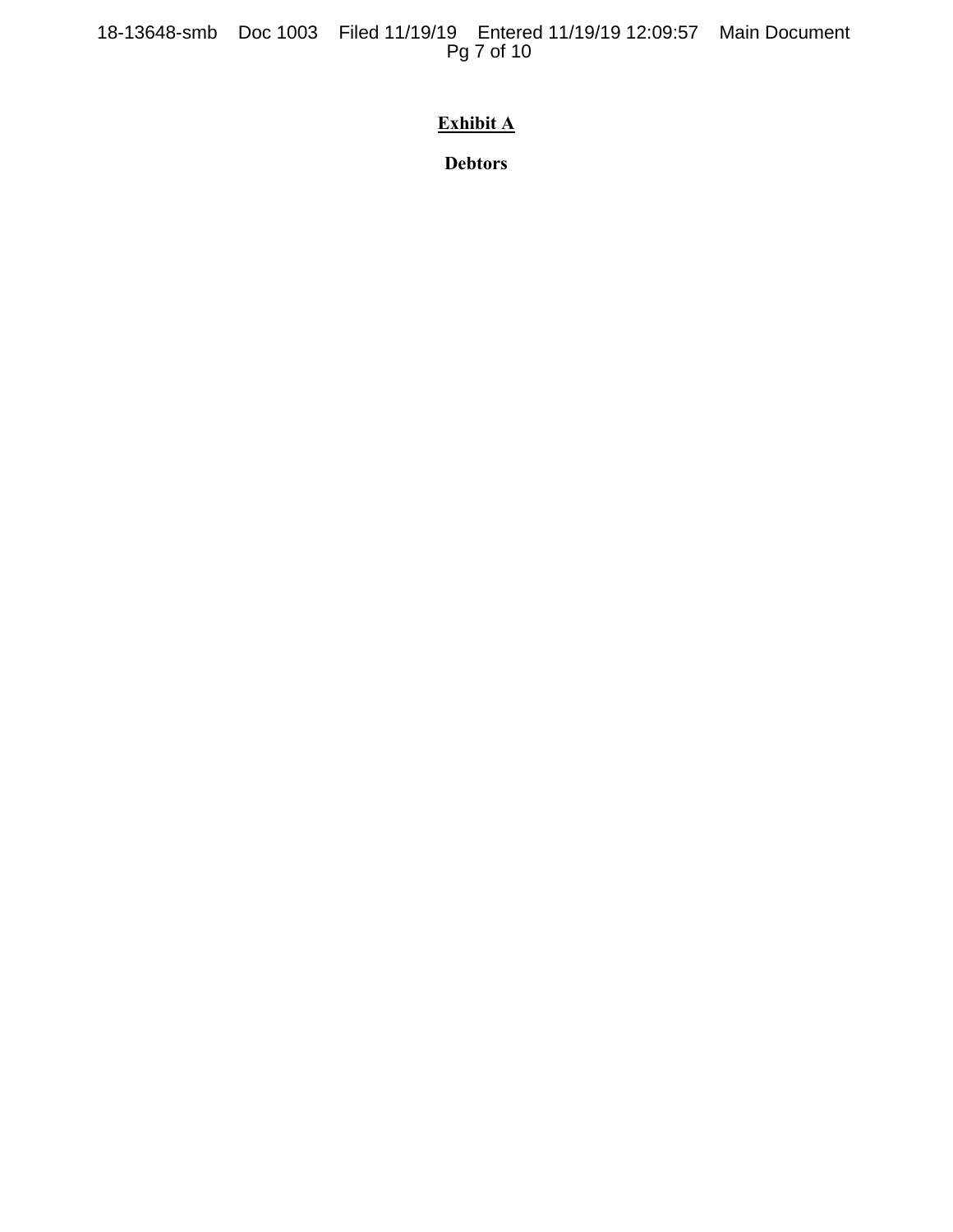**<u>Exhibit A</u>**

**Debtors**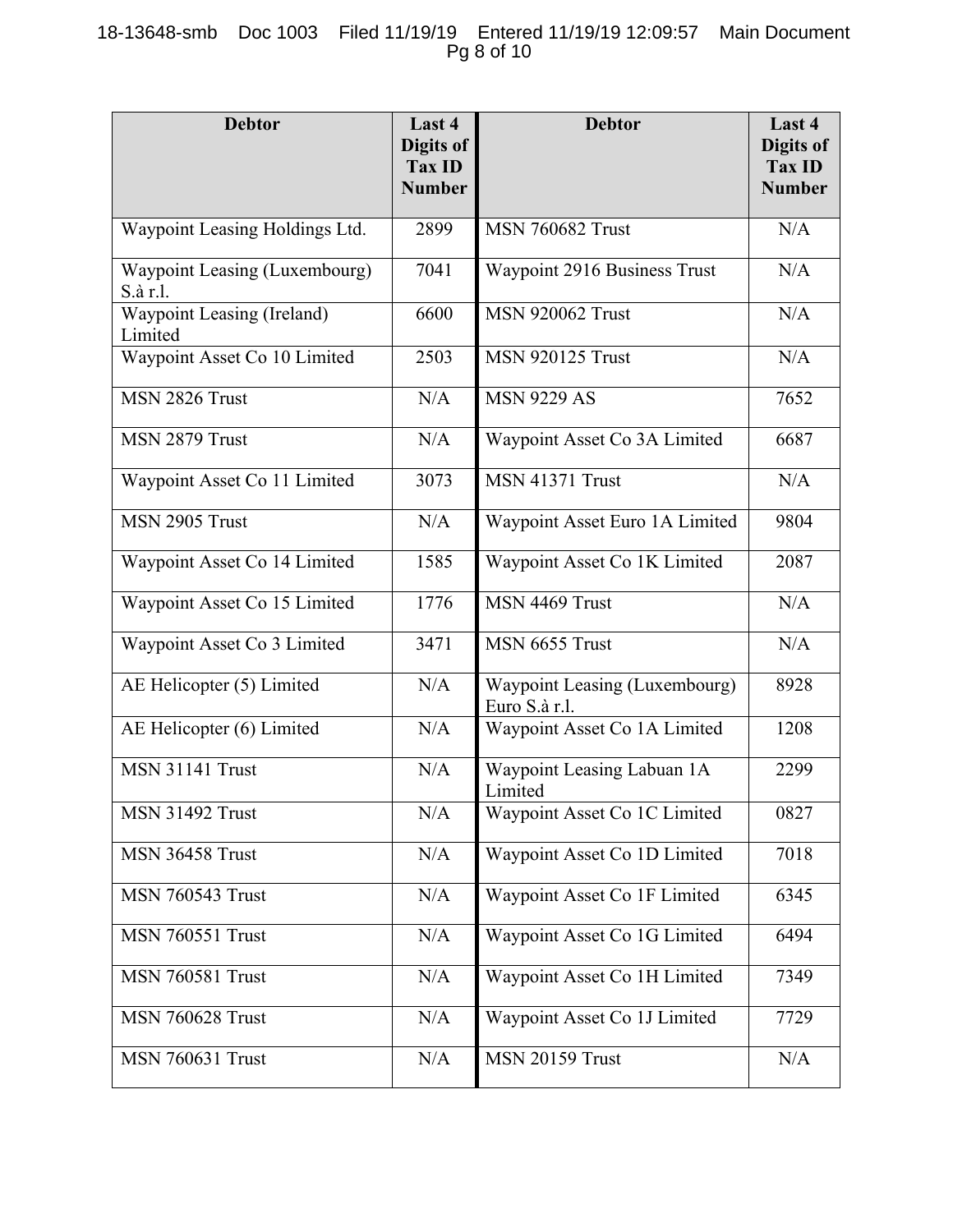| Debtor | Last 4 Digits of Tax ID Number | Debtor | Last 4 Digits of Tax ID Number |
|---|---|---|---|
| Waypoint Leasing Holdings Ltd. | 2899 | MSN 760682 Trust | N/A |
| Waypoint Leasing (Luxembourg) S.à r.l. | 7041 | Waypoint 2916 Business Trust | N/A |
| Waypoint Leasing (Ireland) Limited | 6600 | MSN 920062 Trust | N/A |
| Waypoint Asset Co 10 Limited | 2503 | MSN 920125 Trust | N/A |
| MSN 2826 Trust | N/A | MSN 9229 AS | 7652 |
| MSN 2879 Trust | N/A | Waypoint Asset Co 3A Limited | 6687 |
| Waypoint Asset Co 11 Limited | 3073 | MSN 41371 Trust | N/A |
| MSN 2905 Trust | N/A | Waypoint Asset Euro 1A Limited | 9804 |
| Waypoint Asset Co 14 Limited | 1585 | Waypoint Asset Co 1K Limited | 2087 |
| Waypoint Asset Co 15 Limited | 1776 | MSN 4469 Trust | N/A |
| Waypoint Asset Co 3 Limited | 3471 | MSN 6655 Trust | N/A |
| AE Helicopter (5) Limited | N/A | Waypoint Leasing (Luxembourg) Euro S.à r.l. | 8928 |
| AE Helicopter (6) Limited | N/A | Waypoint Asset Co 1A Limited | 1208 |
| MSN 31141 Trust | N/A | Waypoint Leasing Labuan 1A Limited | 2299 |
| MSN 31492 Trust | N/A | Waypoint Asset Co 1C Limited | 0827 |
| MSN 36458 Trust | N/A | Waypoint Asset Co 1D Limited | 7018 |
| MSN 760543 Trust | N/A | Waypoint Asset Co 1F Limited | 6345 |
| MSN 760551 Trust | N/A | Waypoint Asset Co 1G Limited | 6494 |
| MSN 760581 Trust | N/A | Waypoint Asset Co 1H Limited | 7349 |
| MSN 760628 Trust | N/A | Waypoint Asset Co 1J Limited | 7729 |
| MSN 760631 Trust | N/A | MSN 20159 Trust | N/A |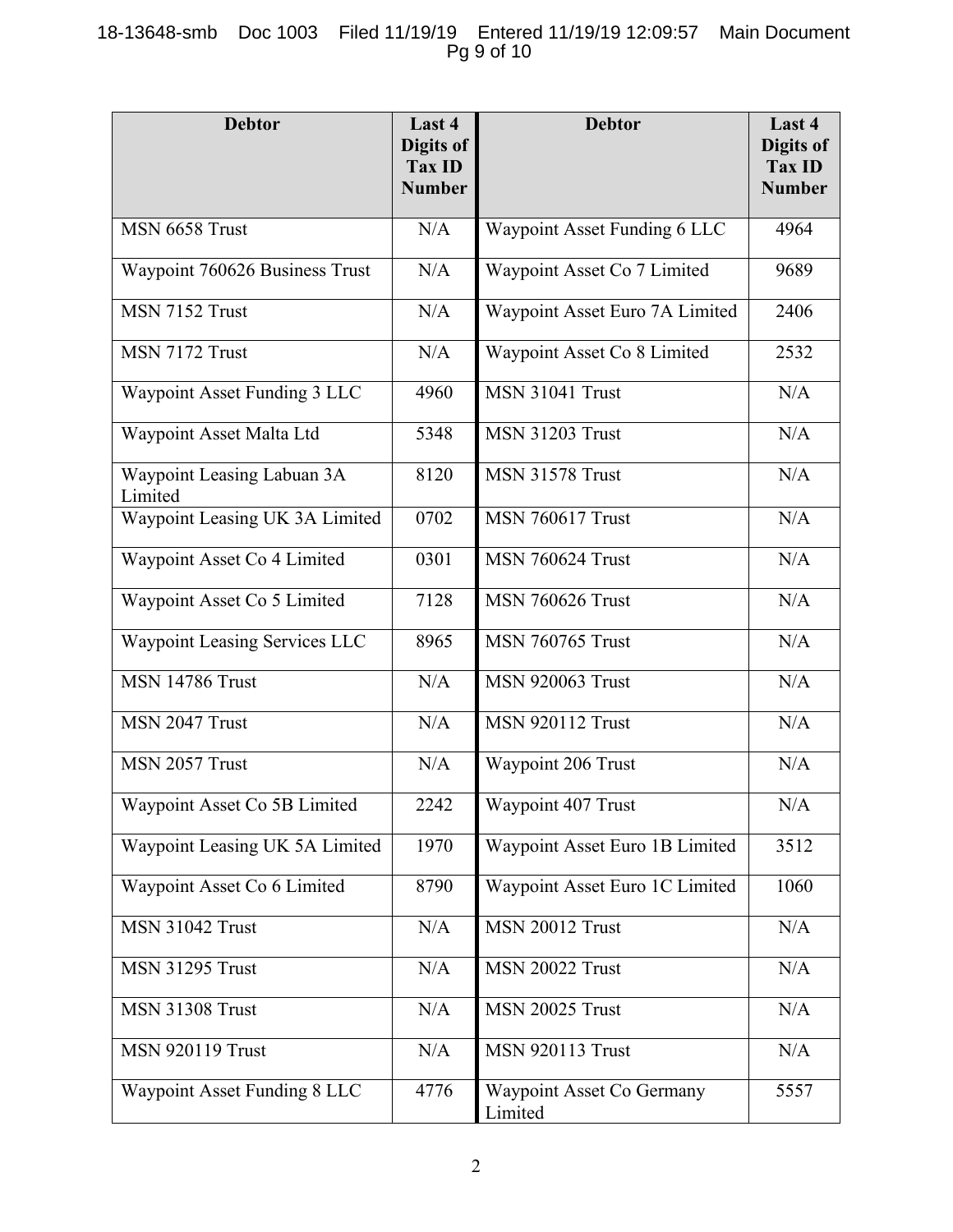| Debtor | Last 4 Digits of Tax ID Number | Debtor | Last 4 Digits of Tax ID Number |
|---|---|---|---|
| MSN 6658 Trust | N/A | Waypoint Asset Funding 6 LLC | 4964 |
| Waypoint 760626 Business Trust | N/A | Waypoint Asset Co 7 Limited | 9689 |
| MSN 7152 Trust | N/A | Waypoint Asset Euro 7A Limited | 2406 |
| MSN 7172 Trust | N/A | Waypoint Asset Co 8 Limited | 2532 |
| Waypoint Asset Funding 3 LLC | 4960 | MSN 31041 Trust | N/A |
| Waypoint Asset Malta Ltd | 5348 | MSN 31203 Trust | N/A |
| Waypoint Leasing Labuan 3A Limited | 8120 | MSN 31578 Trust | N/A |
| Waypoint Leasing UK 3A Limited | 0702 | MSN 760617 Trust | N/A |
| Waypoint Asset Co 4 Limited | 0301 | MSN 760624 Trust | N/A |
| Waypoint Asset Co 5 Limited | 7128 | MSN 760626 Trust | N/A |
| Waypoint Leasing Services LLC | 8965 | MSN 760765 Trust | N/A |
| MSN 14786 Trust | N/A | MSN 920063 Trust | N/A |
| MSN 2047 Trust | N/A | MSN 920112 Trust | N/A |
| MSN 2057 Trust | N/A | Waypoint 206 Trust | N/A |
| Waypoint Asset Co 5B Limited | 2242 | Waypoint 407 Trust | N/A |
| Waypoint Leasing UK 5A Limited | 1970 | Waypoint Asset Euro 1B Limited | 3512 |
| Waypoint Asset Co 6 Limited | 8790 | Waypoint Asset Euro 1C Limited | 1060 |
| MSN 31042 Trust | N/A | MSN 20012 Trust | N/A |
| MSN 31295 Trust | N/A | MSN 20022 Trust | N/A |
| MSN 31308 Trust | N/A | MSN 20025 Trust | N/A |
| MSN 920119 Trust | N/A | MSN 920113 Trust | N/A |
| Waypoint Asset Funding 8 LLC | 4776 | Waypoint Asset Co Germany Limited | 5557 |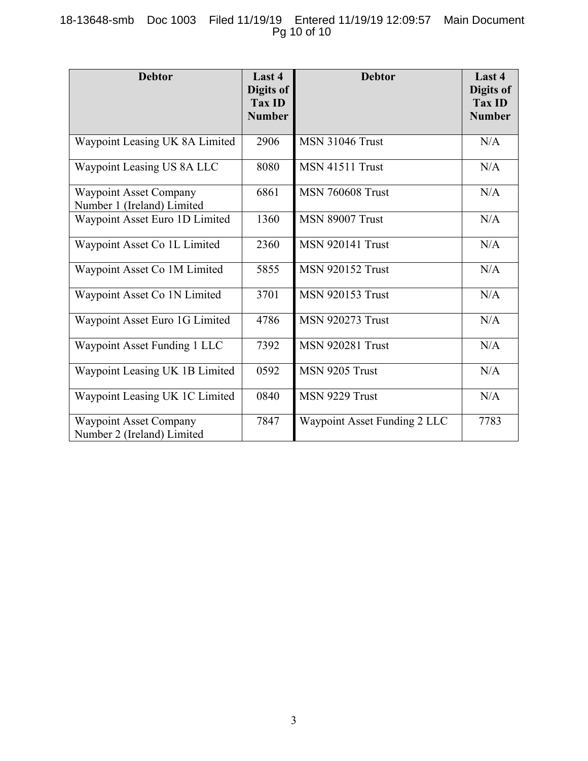| Debtor | Last 4 Digits of Tax ID Number | Debtor | Last 4 Digits of Tax ID Number |
|---|---|---|---|
| Waypoint Leasing UK 8A Limited | 2906 | MSN 31046 Trust | N/A |
| Waypoint Leasing US 8A LLC | 8080 | MSN 41511 Trust | N/A |
| Waypoint Asset Company Number 1 (Ireland) Limited | 6861 | MSN 760608 Trust | N/A |
| Waypoint Asset Euro 1D Limited | 1360 | MSN 89007 Trust | N/A |
| Waypoint Asset Co 1L Limited | 2360 | MSN 920141 Trust | N/A |
| Waypoint Asset Co 1M Limited | 5855 | MSN 920152 Trust | N/A |
| Waypoint Asset Co 1N Limited | 3701 | MSN 920153 Trust | N/A |
| Waypoint Asset Euro 1G Limited | 4786 | MSN 920273 Trust | N/A |
| Waypoint Asset Funding 1 LLC | 7392 | MSN 920281 Trust | N/A |
| Waypoint Leasing UK 1B Limited | 0592 | MSN 9205 Trust | N/A |
| Waypoint Leasing UK 1C Limited | 0840 | MSN 9229 Trust | N/A |
| Waypoint Asset Company Number 2 (Ireland) Limited | 7847 | Waypoint Asset Funding 2 LLC | 7783 |